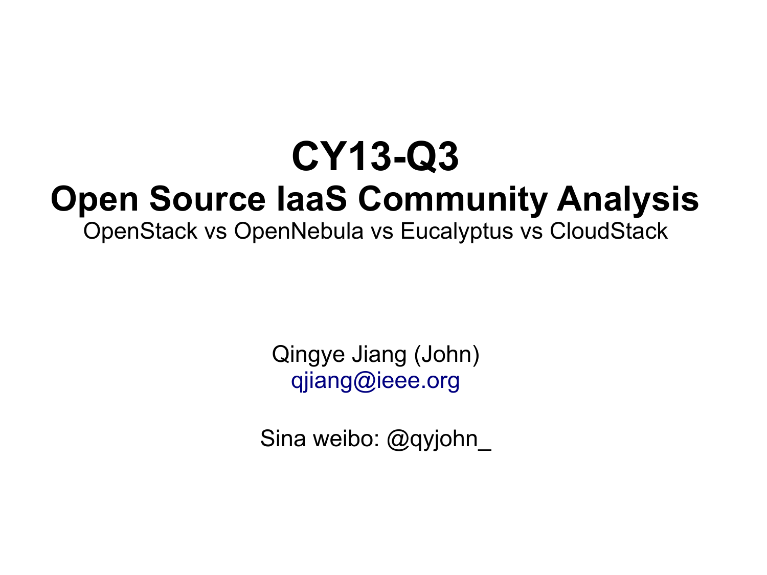# CY13-Q3

## Open Source IaaS Community Analysis

OpenStack vs OpenNebula vs Eucalyptus vs CloudStack

Qingye Jiang (John)
qjiang@ieee.org

Sina weibo: @qyjohn_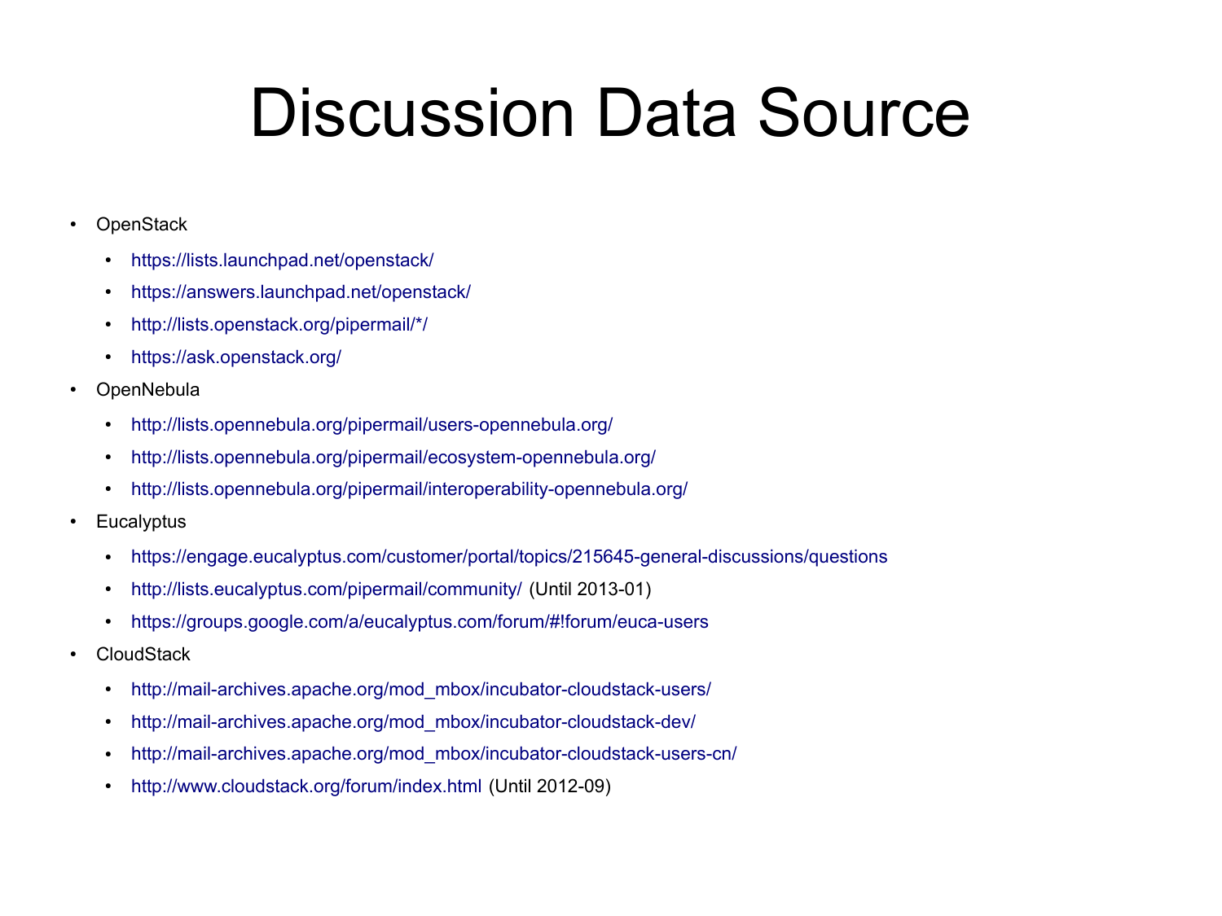# Discussion Data Source

- OpenStack
  - https://lists.launchpad.net/openstack/
  - https://answers.launchpad.net/openstack/
  - http://lists.openstack.org/pipermail/*/
  - https://ask.openstack.org/
- OpenNebula
  - http://lists.opennebula.org/pipermail/users-opennebula.org/
  - http://lists.opennebula.org/pipermail/ecosystem-opennebula.org/
  - http://lists.opennebula.org/pipermail/interoperability-opennebula.org/
- Eucalyptus
  - https://engage.eucalyptus.com/customer/portal/topics/215645-general-discussions/questions
  - http://lists.eucalyptus.com/pipermail/community/ (Until 2013-01)
  - https://groups.google.com/a/eucalyptus.com/forum/#!forum/euca-users
- CloudStack
  - http://mail-archives.apache.org/mod_mbox/incubator-cloudstack-users/
  - http://mail-archives.apache.org/mod_mbox/incubator-cloudstack-dev/
  - http://mail-archives.apache.org/mod_mbox/incubator-cloudstack-users-cn/
  - http://www.cloudstack.org/forum/index.html (Until 2012-09)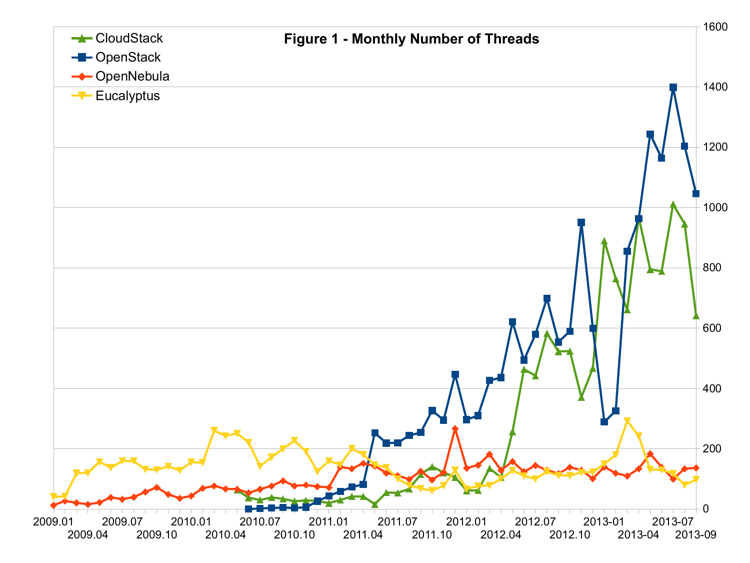**Figure 1 - Monthly Number of Threads**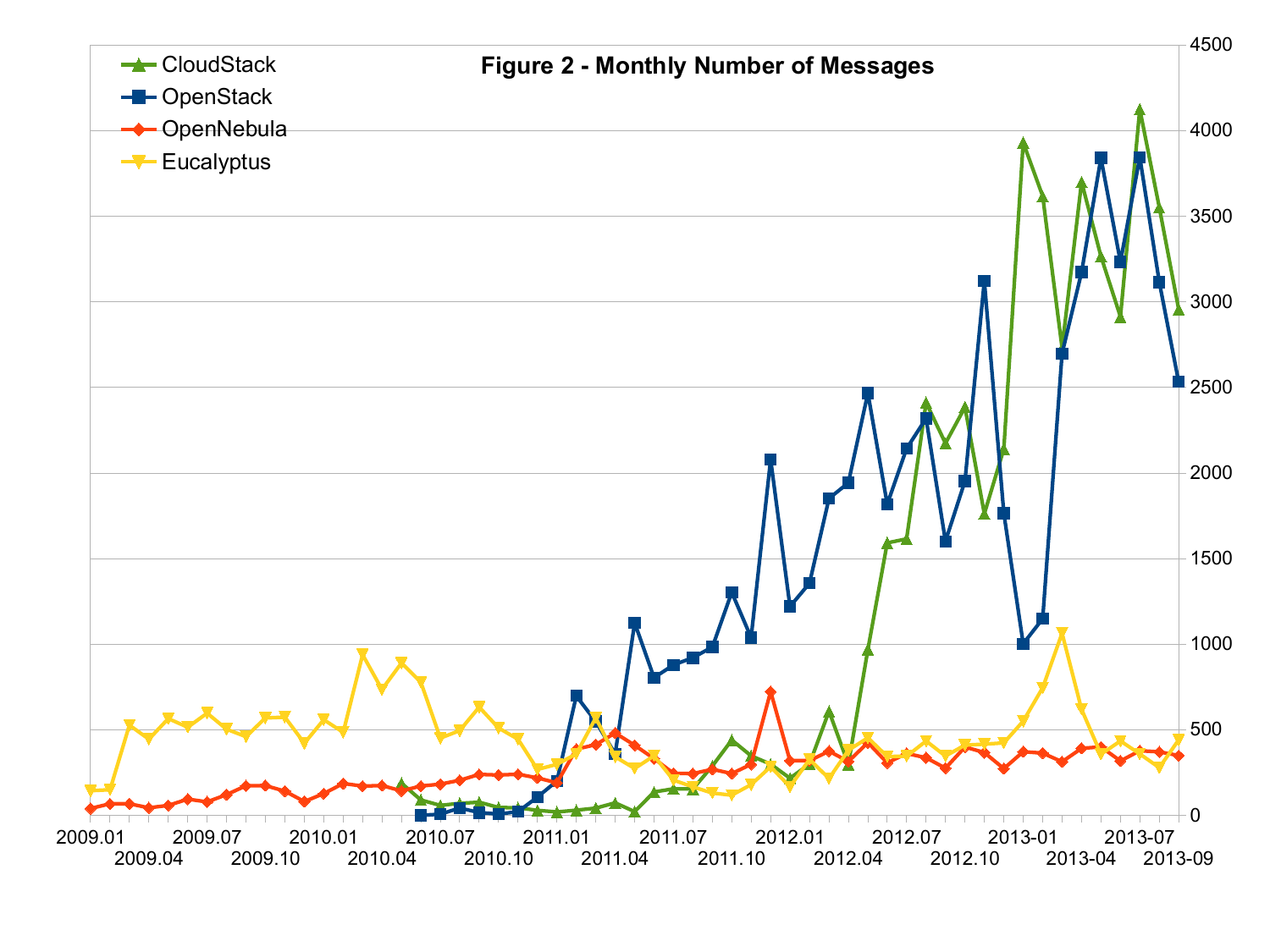**Figure 2 - Monthly Number of Messages**

- CloudStack
- OpenStack
- OpenNebula
- Eucalyptus

4500
4000
3500
3000
2500
2000
1500
1000
500
0

2009.01 2009.04 2009.07 2009.10 2010.01 2010.04 2010.07 2010.10 2011.01 2011.04 2011.07 2011.10 2012.01 2012.04 2012.07 2012.10 2013-01 2013-04 2013-07 2013-09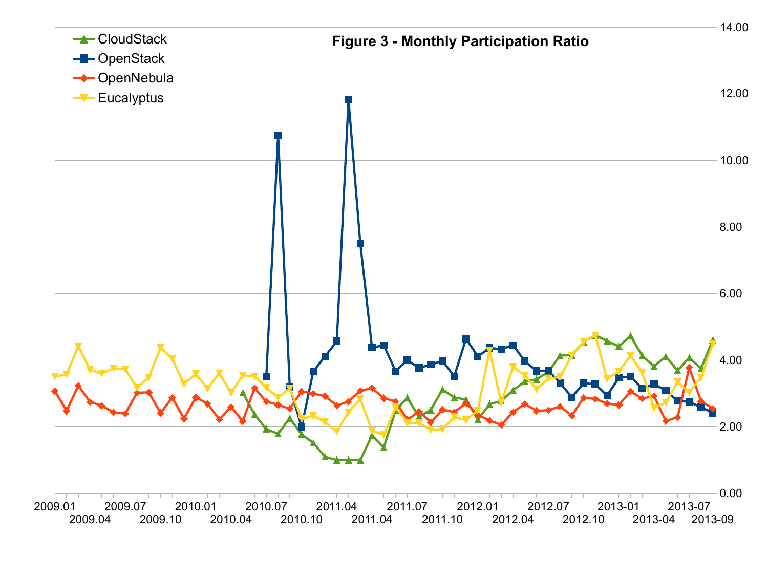**Figure 3 - Monthly Participation Ratio**

Legend: CloudStack, OpenStack, OpenNebula, Eucalyptus

Y-axis: 0.00, 2.00, 4.00, 6.00, 8.00, 10.00, 12.00, 14.00

X-axis: 2009.01, 2009.04, 2009.07, 2009.10, 2010.01, 2010.04, 2010.07, 2010.10, 2011.04, 2011.04, 2011.07, 2011.10, 2012.01, 2012.04, 2012.07, 2012.10, 2013-01, 2013-04, 2013-07, 2013-09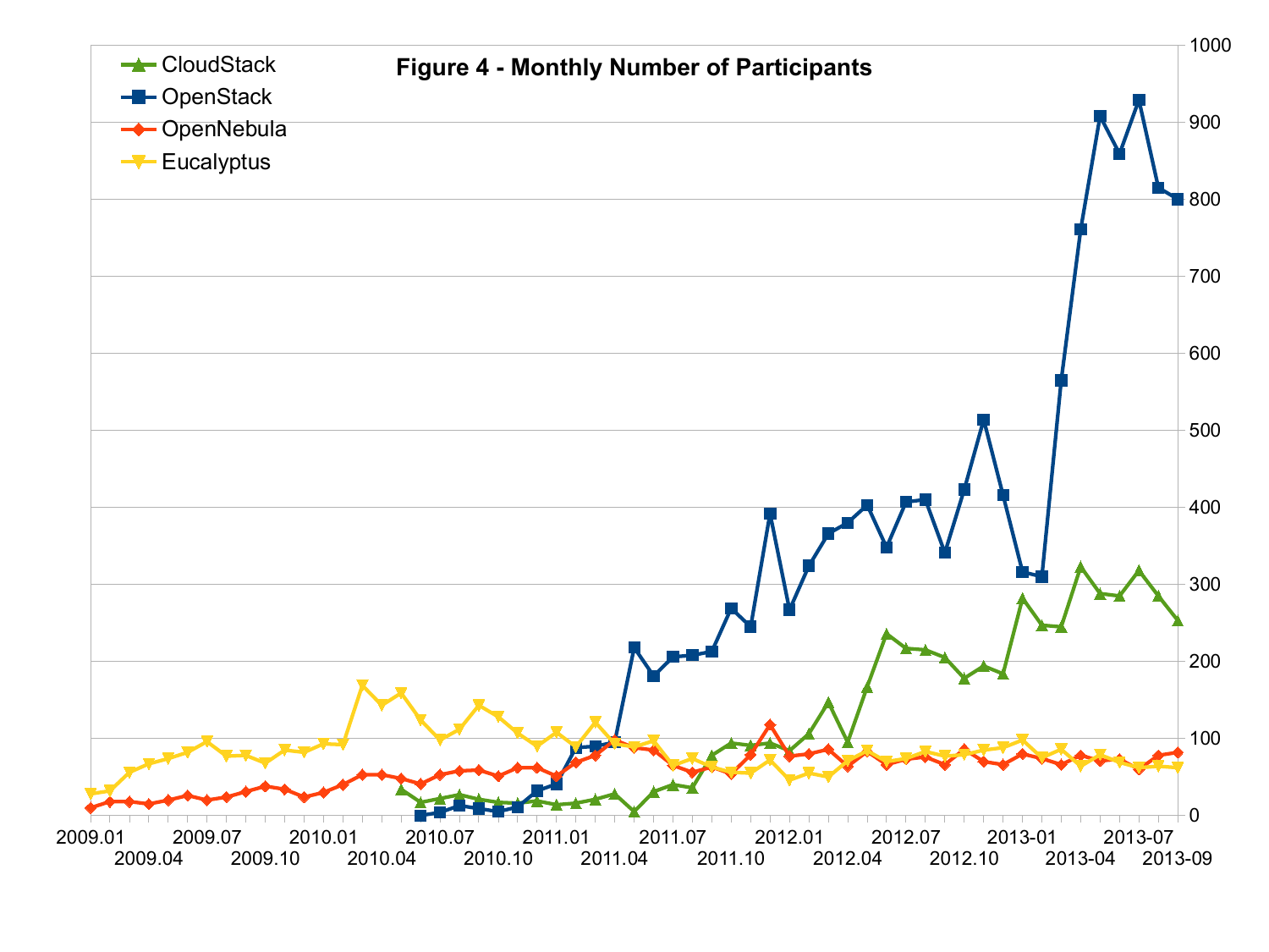**Figure 4 - Monthly Number of Participants**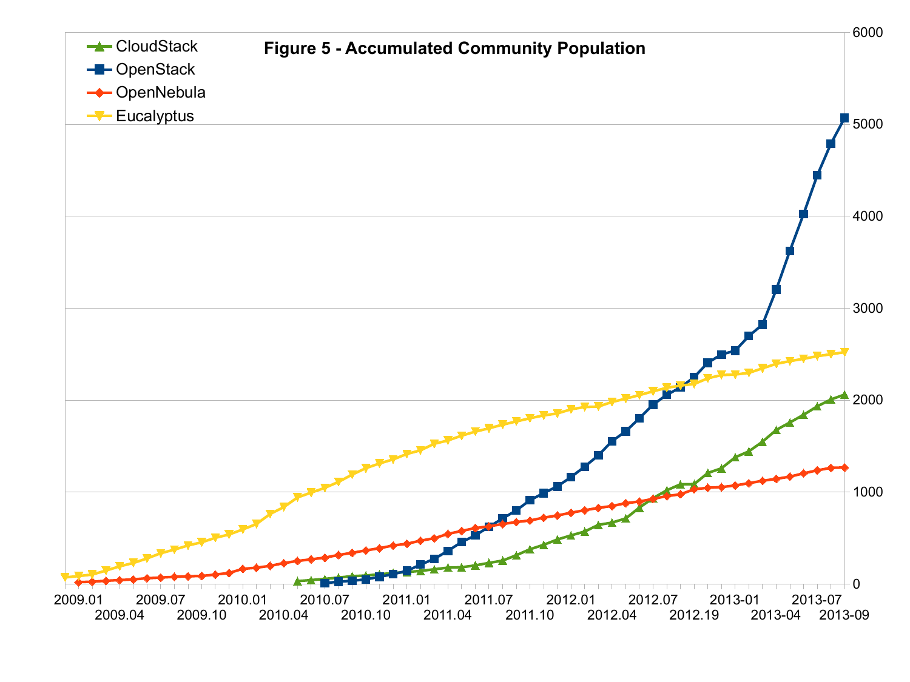**Figure 5 - Accumulated Community Population**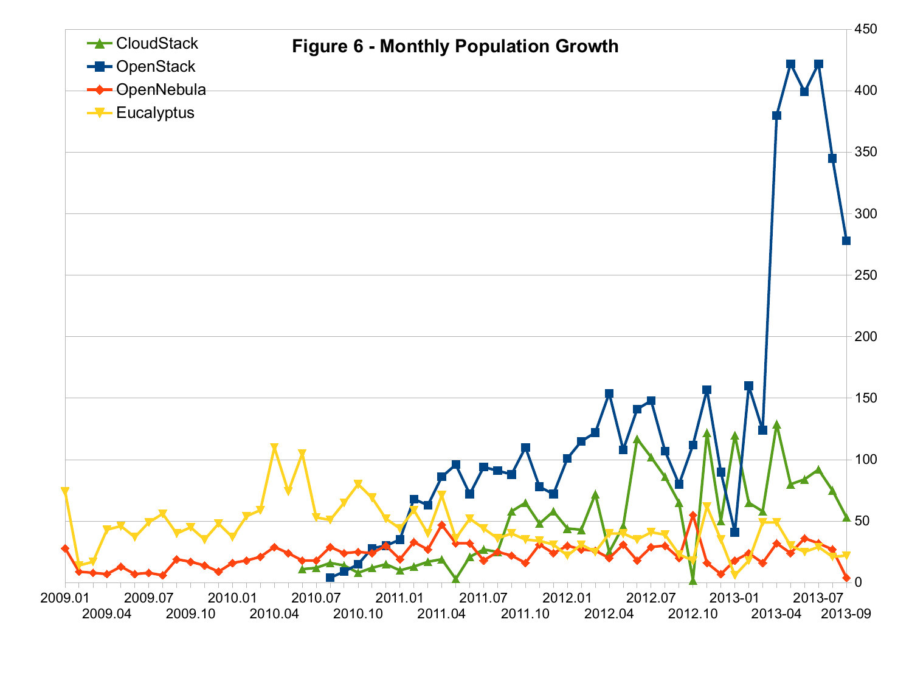Figure 6 - Monthly Population Growth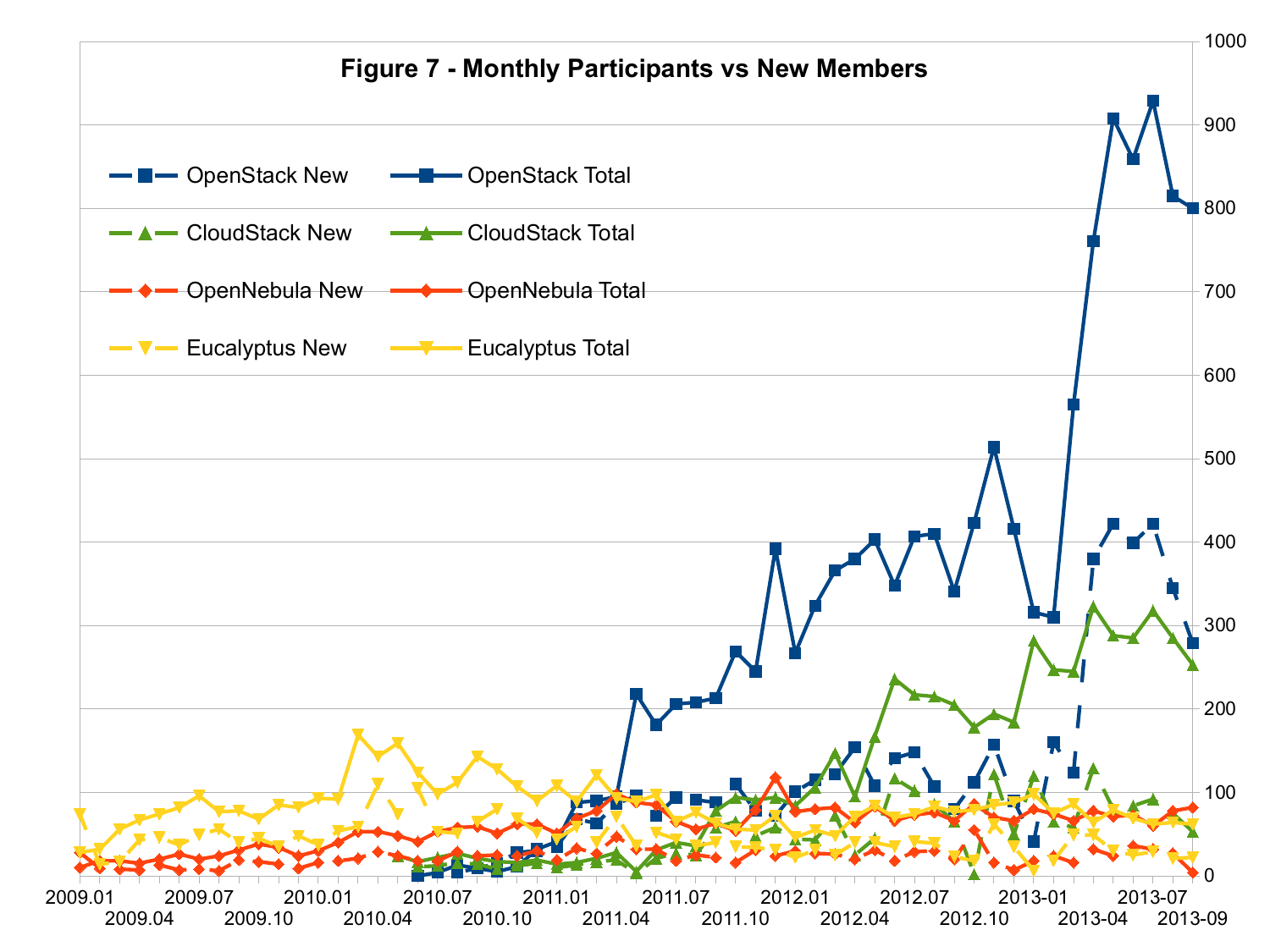**Figure 7 - Monthly Participants vs New Members**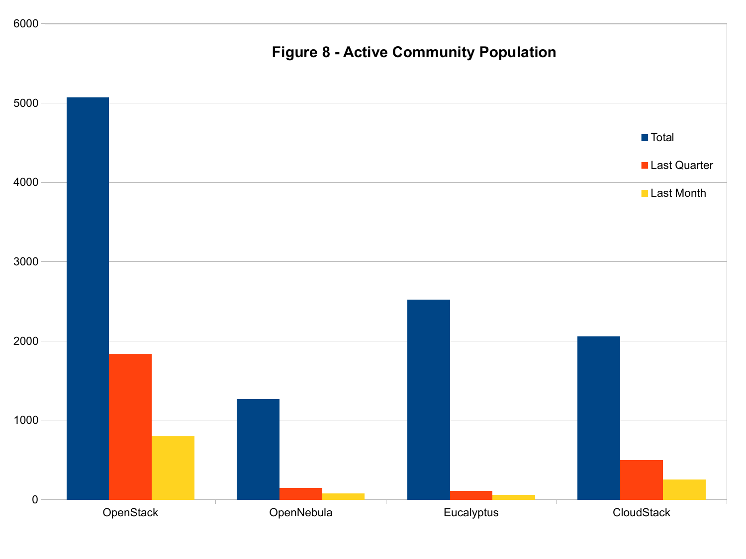**Figure 8 - Active Community Population**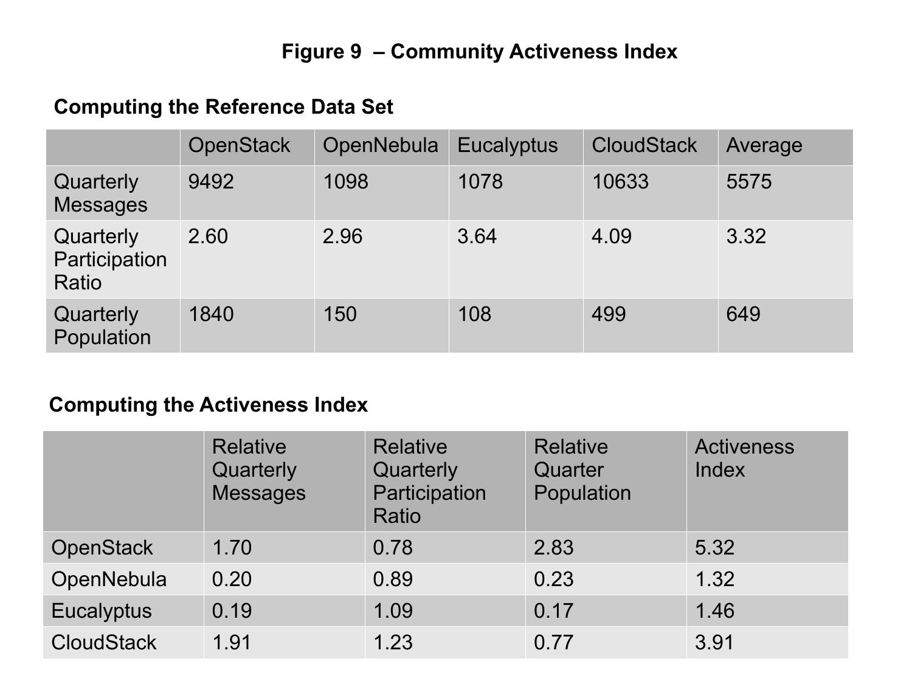## Figure 9 – Community Activeness Index

### Computing the Reference Data Set

| | OpenStack | OpenNebula | Eucalyptus | CloudStack | Average |
|---|---|---|---|---|---|
| Quarterly Messages | 9492 | 1098 | 1078 | 10633 | 5575 |
| Quarterly Participation Ratio | 2.60 | 2.96 | 3.64 | 4.09 | 3.32 |
| Quarterly Population | 1840 | 150 | 108 | 499 | 649 |

### Computing the Activeness Index

| | Relative Quarterly Messages | Relative Quarterly Participation Ratio | Relative Quarter Population | Activeness Index |
|---|---|---|---|---|
| OpenStack | 1.70 | 0.78 | 2.83 | 5.32 |
| OpenNebula | 0.20 | 0.89 | 0.23 | 1.32 |
| Eucalyptus | 0.19 | 1.09 | 0.17 | 1.46 |
| CloudStack | 1.91 | 1.23 | 0.77 | 3.91 |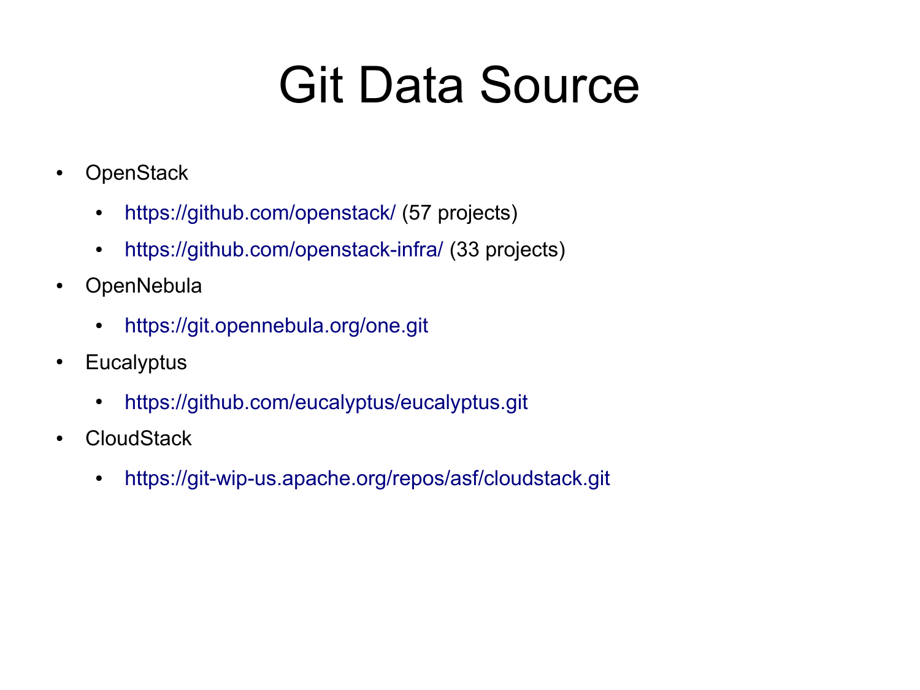# Git Data Source

- OpenStack
  - https://github.com/openstack/ (57 projects)
  - https://github.com/openstack-infra/ (33 projects)
- OpenNebula
  - https://git.opennebula.org/one.git
- Eucalyptus
  - https://github.com/eucalyptus/eucalyptus.git
- CloudStack
  - https://git-wip-us.apache.org/repos/asf/cloudstack.git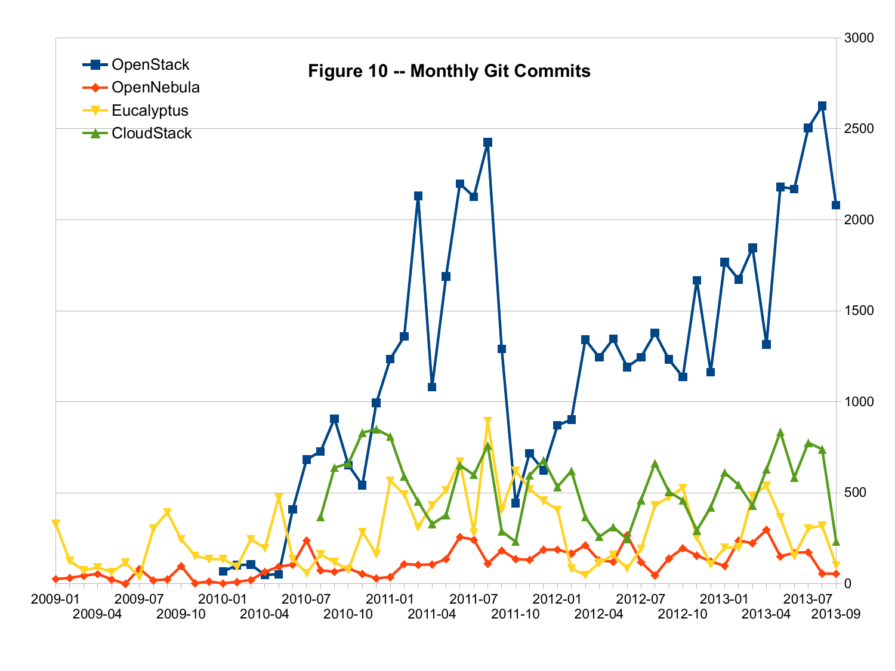**Figure 10 -- Monthly Git Commits**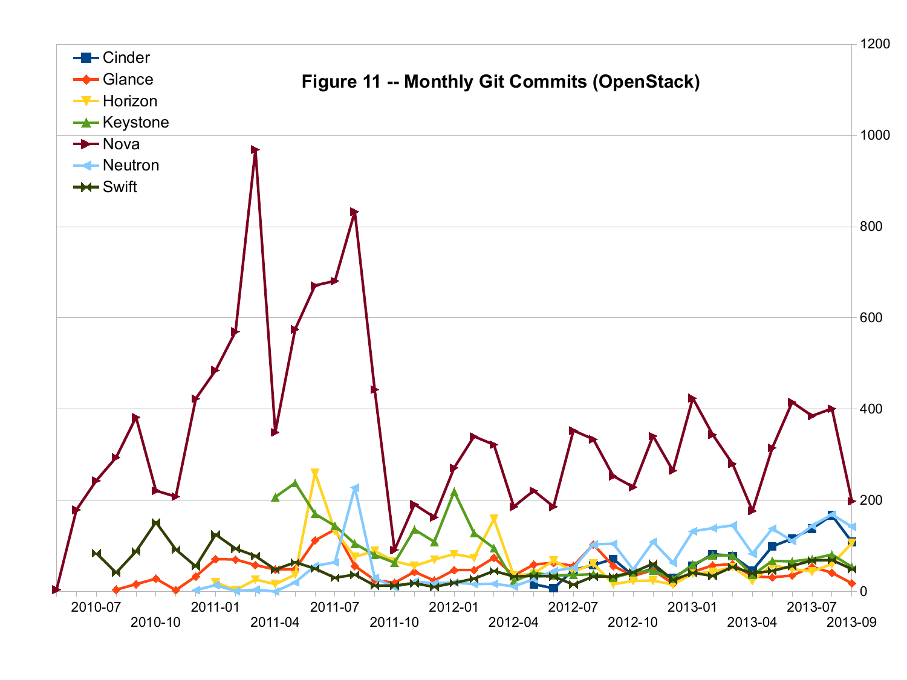**Figure 11 -- Monthly Git Commits (OpenStack)**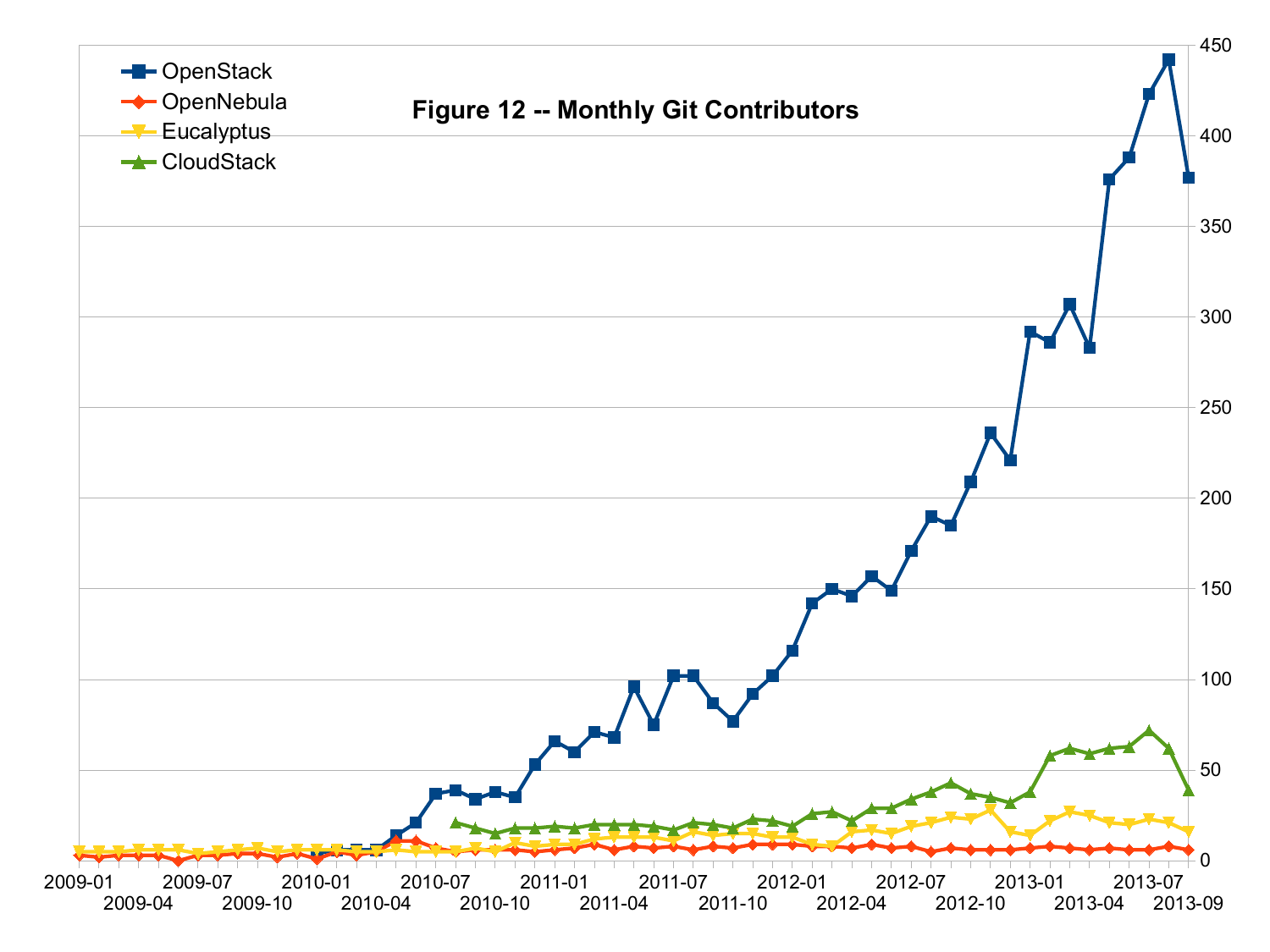**Figure 12 -- Monthly Git Contributors**

Legend: OpenStack, OpenNebula, Eucalyptus, CloudStack

Y-axis: 0, 50, 100, 150, 200, 250, 300, 350, 400, 450

X-axis: 2009-01, 2009-04, 2009-07, 2009-10, 2010-01, 2010-04, 2010-07, 2010-10, 2011-01, 2011-04, 2011-07, 2011-10, 2012-01, 2012-04, 2012-07, 2012-10, 2013-01, 2013-04, 2013-07, 2013-09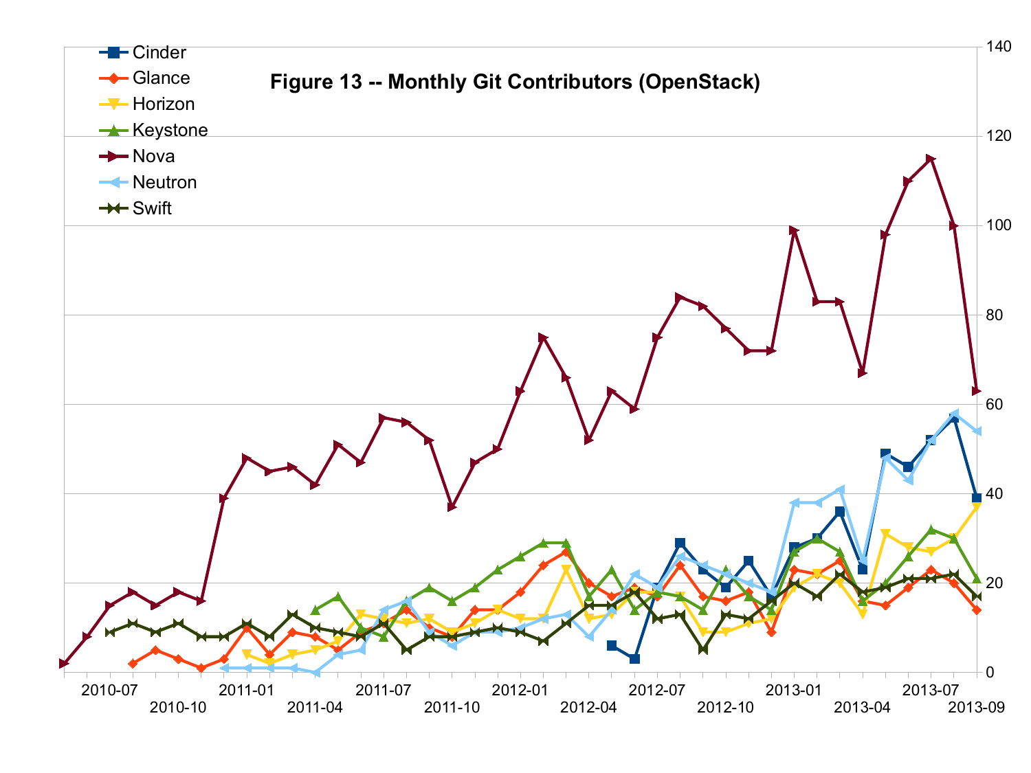**Figure 13 -- Monthly Git Contributors (OpenStack)**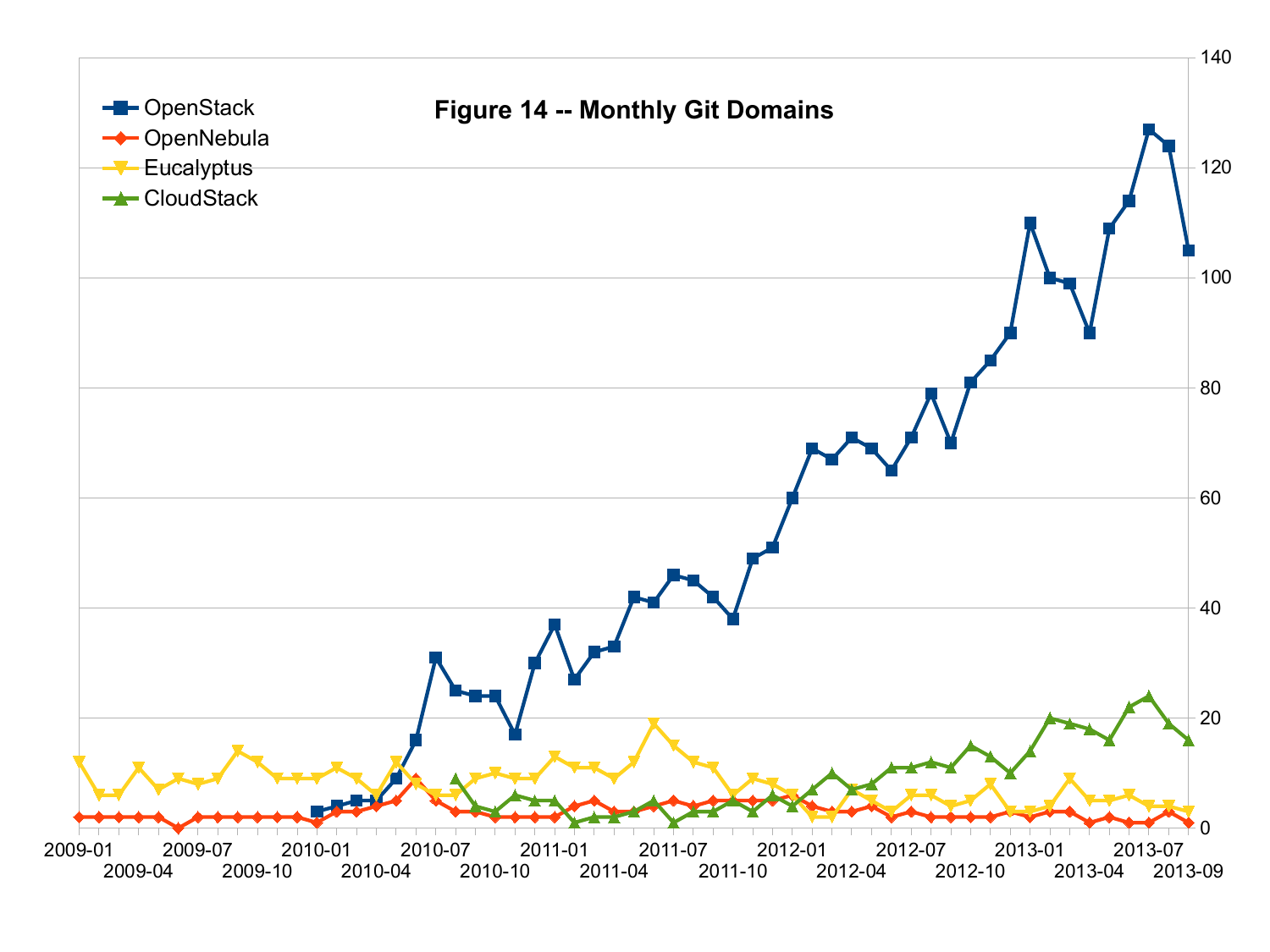**Figure 14 -- Monthly Git Domains**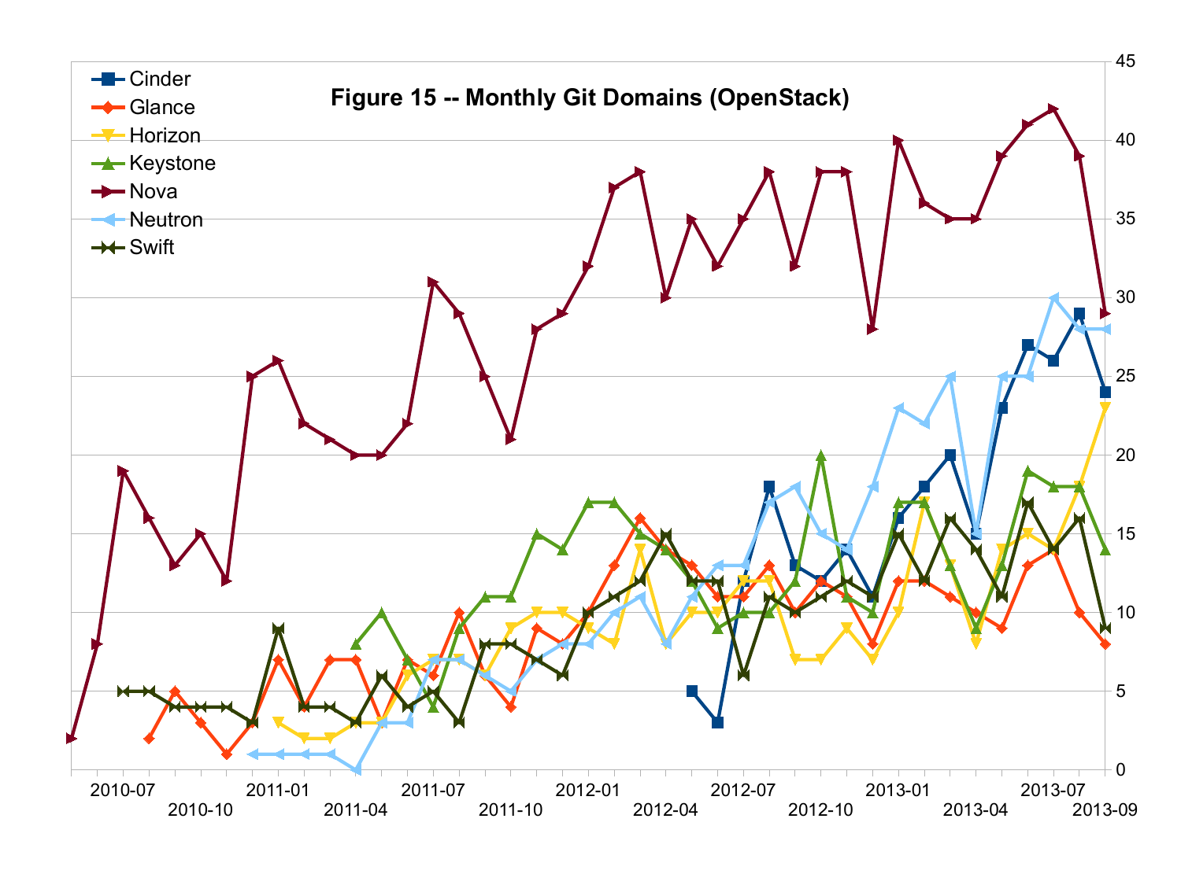Figure 15 -- Monthly Git Domains (OpenStack)

Cinder
Glance
Horizon
Keystone
Nova
Neutron
Swift

45
40
35
30
25
20
15
10
5
0

2010-07
2010-10
2011-01
2011-04
2011-07
2011-10
2012-01
2012-04
2012-07
2012-10
2013-01
2013-04
2013-07
2013-09